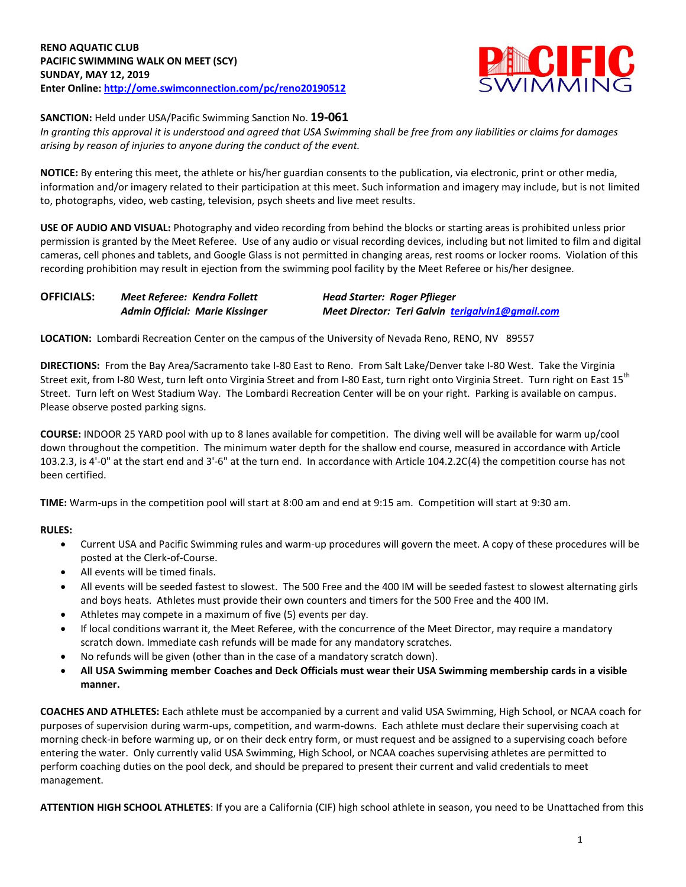**RENO AQUATIC CLUB**
**PACIFIC SWIMMING WALK ON MEET (SCY)**
**SUNDAY, MAY 12, 2019**
**Enter Online: [http://ome.swimconnection.com/pc/reno20190512](http://ome.swimconnection.com/pc/reno20190512)**

**SANCTION:** Held under USA/Pacific Swimming Sanction No. **19-061**
*In granting this approval it is understood and agreed that USA Swimming shall be free from any liabilities or claims for damages arising by reason of injuries to anyone during the conduct of the event.*

**NOTICE:** By entering this meet, the athlete or his/her guardian consents to the publication, via electronic, print or other media, information and/or imagery related to their participation at this meet. Such information and imagery may include, but is not limited to, photographs, video, web casting, television, psych sheets and live meet results.

**USE OF AUDIO AND VISUAL:** Photography and video recording from behind the blocks or starting areas is prohibited unless prior permission is granted by the Meet Referee. Use of any audio or visual recording devices, including but not limited to film and digital cameras, cell phones and tablets, and Google Glass is not permitted in changing areas, rest rooms or locker rooms. Violation of this recording prohibition may result in ejection from the swimming pool facility by the Meet Referee or his/her designee.

**OFFICIALS:**
*Meet Referee: Kendra Follett*
*Head Starter: Roger Pflieger*
*Admin Official: Marie Kissinger*
*Meet Director: Teri Galvin terigalvin1@gmail.com*

**LOCATION:** Lombardi Recreation Center on the campus of the University of Nevada Reno, RENO, NV 89557

**DIRECTIONS:** From the Bay Area/Sacramento take I-80 East to Reno. From Salt Lake/Denver take I-80 West. Take the Virginia Street exit, from I-80 West, turn left onto Virginia Street and from I-80 East, turn right onto Virginia Street. Turn right on East 15th Street. Turn left on West Stadium Way. The Lombardi Recreation Center will be on your right. Parking is available on campus. Please observe posted parking signs.

**COURSE:** INDOOR 25 YARD pool with up to 8 lanes available for competition. The diving well will be available for warm up/cool down throughout the competition. The minimum water depth for the shallow end course, measured in accordance with Article 103.2.3, is 4'-0" at the start end and 3'-6" at the turn end. In accordance with Article 104.2.2C(4) the competition course has not been certified.

**TIME:** Warm-ups in the competition pool will start at 8:00 am and end at 9:15 am. Competition will start at 9:30 am.

**RULES:**

- Current USA and Pacific Swimming rules and warm-up procedures will govern the meet. A copy of these procedures will be posted at the Clerk-of-Course.
- All events will be timed finals.
- All events will be seeded fastest to slowest. The 500 Free and the 400 IM will be seeded fastest to slowest alternating girls and boys heats. Athletes must provide their own counters and timers for the 500 Free and the 400 IM.
- Athletes may compete in a maximum of five (5) events per day.
- If local conditions warrant it, the Meet Referee, with the concurrence of the Meet Director, may require a mandatory scratch down. Immediate cash refunds will be made for any mandatory scratches.
- No refunds will be given (other than in the case of a mandatory scratch down).
- **All USA Swimming member Coaches and Deck Officials must wear their USA Swimming membership cards in a visible manner.**

**COACHES AND ATHLETES:** Each athlete must be accompanied by a current and valid USA Swimming, High School, or NCAA coach for purposes of supervision during warm-ups, competition, and warm-downs. Each athlete must declare their supervising coach at morning check-in before warming up, or on their deck entry form, or must request and be assigned to a supervising coach before entering the water. Only currently valid USA Swimming, High School, or NCAA coaches supervising athletes are permitted to perform coaching duties on the pool deck, and should be prepared to present their current and valid credentials to meet management.

**ATTENTION HIGH SCHOOL ATHLETES**: If you are a California (CIF) high school athlete in season, you need to be Unattached from this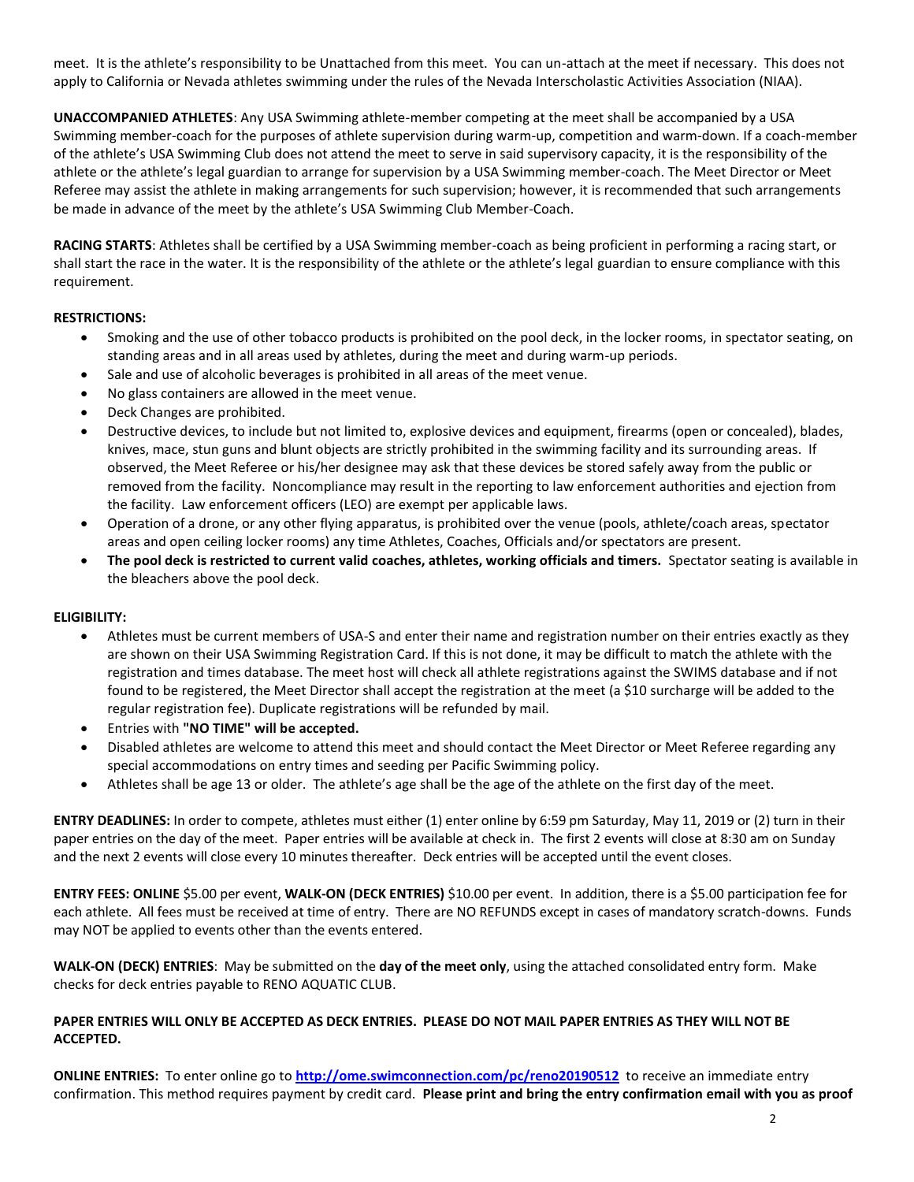meet. It is the athlete's responsibility to be Unattached from this meet. You can un-attach at the meet if necessary. This does not apply to California or Nevada athletes swimming under the rules of the Nevada Interscholastic Activities Association (NIAA).

**UNACCOMPANIED ATHLETES**: Any USA Swimming athlete-member competing at the meet shall be accompanied by a USA Swimming member-coach for the purposes of athlete supervision during warm-up, competition and warm-down. If a coach-member of the athlete's USA Swimming Club does not attend the meet to serve in said supervisory capacity, it is the responsibility of the athlete or the athlete's legal guardian to arrange for supervision by a USA Swimming member-coach. The Meet Director or Meet Referee may assist the athlete in making arrangements for such supervision; however, it is recommended that such arrangements be made in advance of the meet by the athlete's USA Swimming Club Member-Coach.

**RACING STARTS**: Athletes shall be certified by a USA Swimming member-coach as being proficient in performing a racing start, or shall start the race in the water. It is the responsibility of the athlete or the athlete's legal guardian to ensure compliance with this requirement.

**RESTRICTIONS:**

- Smoking and the use of other tobacco products is prohibited on the pool deck, in the locker rooms, in spectator seating, on standing areas and in all areas used by athletes, during the meet and during warm-up periods.
- Sale and use of alcoholic beverages is prohibited in all areas of the meet venue.
- No glass containers are allowed in the meet venue.
- Deck Changes are prohibited.
- Destructive devices, to include but not limited to, explosive devices and equipment, firearms (open or concealed), blades, knives, mace, stun guns and blunt objects are strictly prohibited in the swimming facility and its surrounding areas. If observed, the Meet Referee or his/her designee may ask that these devices be stored safely away from the public or removed from the facility. Noncompliance may result in the reporting to law enforcement authorities and ejection from the facility. Law enforcement officers (LEO) are exempt per applicable laws.
- Operation of a drone, or any other flying apparatus, is prohibited over the venue (pools, athlete/coach areas, spectator areas and open ceiling locker rooms) any time Athletes, Coaches, Officials and/or spectators are present.
- **The pool deck is restricted to current valid coaches, athletes, working officials and timers.** Spectator seating is available in the bleachers above the pool deck.

**ELIGIBILITY:**

- Athletes must be current members of USA-S and enter their name and registration number on their entries exactly as they are shown on their USA Swimming Registration Card. If this is not done, it may be difficult to match the athlete with the registration and times database. The meet host will check all athlete registrations against the SWIMS database and if not found to be registered, the Meet Director shall accept the registration at the meet (a $10 surcharge will be added to the regular registration fee). Duplicate registrations will be refunded by mail.
- Entries with **"NO TIME" will be accepted.**
- Disabled athletes are welcome to attend this meet and should contact the Meet Director or Meet Referee regarding any special accommodations on entry times and seeding per Pacific Swimming policy.
- Athletes shall be age 13 or older. The athlete's age shall be the age of the athlete on the first day of the meet.

**ENTRY DEADLINES:** In order to compete, athletes must either (1) enter online by 6:59 pm Saturday, May 11, 2019 or (2) turn in their paper entries on the day of the meet. Paper entries will be available at check in. The first 2 events will close at 8:30 am on Sunday and the next 2 events will close every 10 minutes thereafter. Deck entries will be accepted until the event closes.

**ENTRY FEES: ONLINE** $5.00 per event, **WALK-ON (DECK ENTRIES)** $10.00 per event. In addition, there is a $5.00 participation fee for each athlete. All fees must be received at time of entry. There are NO REFUNDS except in cases of mandatory scratch-downs. Funds may NOT be applied to events other than the events entered.

**WALK-ON (DECK) ENTRIES**: May be submitted on the **day of the meet only**, using the attached consolidated entry form. Make checks for deck entries payable to RENO AQUATIC CLUB.

**PAPER ENTRIES WILL ONLY BE ACCEPTED AS DECK ENTRIES. PLEASE DO NOT MAIL PAPER ENTRIES AS THEY WILL NOT BE ACCEPTED.**

**ONLINE ENTRIES:** To enter online go to **http://ome.swimconnection.com/pc/reno20190512** to receive an immediate entry confirmation. This method requires payment by credit card. **Please print and bring the entry confirmation email with you as proof**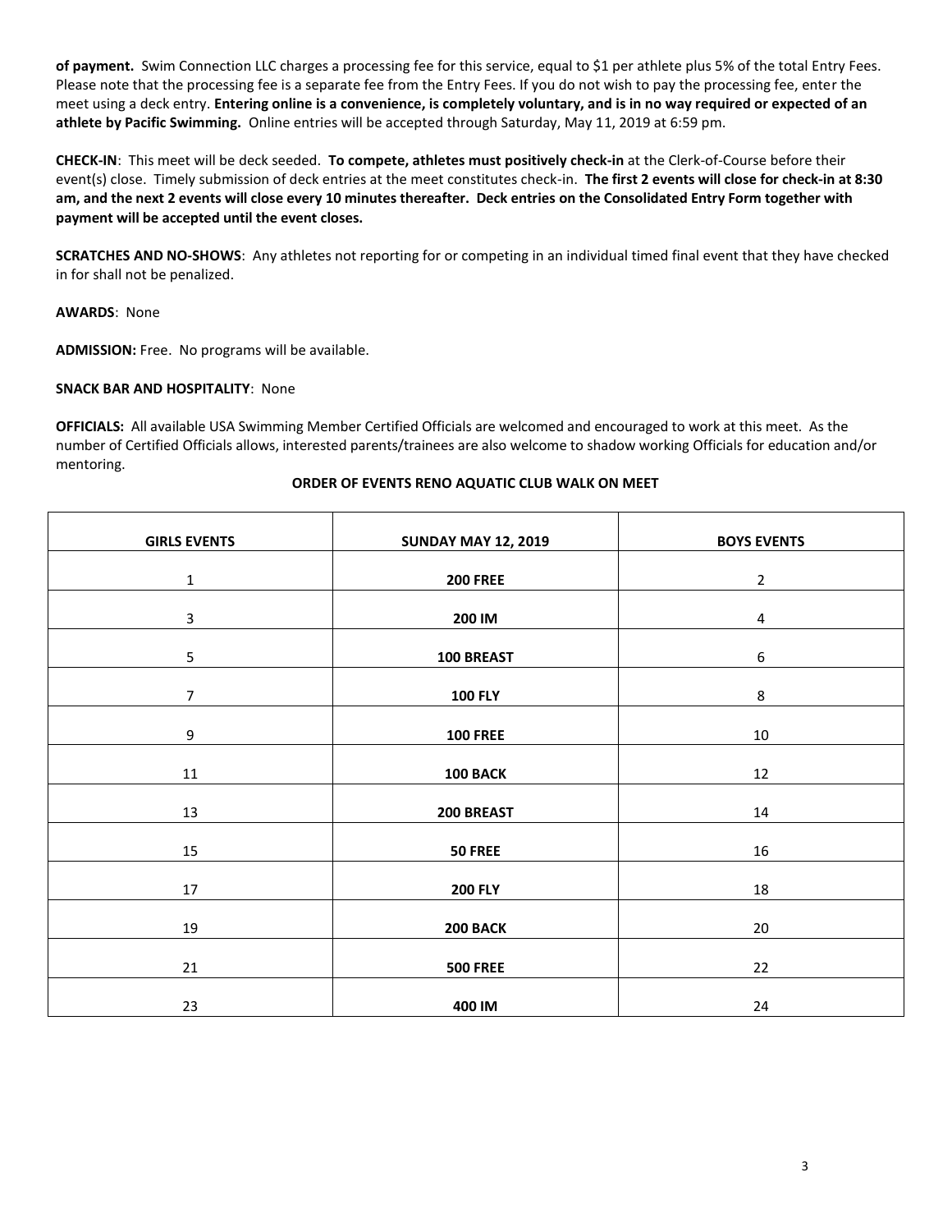**of payment.** Swim Connection LLC charges a processing fee for this service, equal to $1 per athlete plus 5% of the total Entry Fees. Please note that the processing fee is a separate fee from the Entry Fees. If you do not wish to pay the processing fee, enter the meet using a deck entry. **Entering online is a convenience, is completely voluntary, and is in no way required or expected of an athlete by Pacific Swimming.** Online entries will be accepted through Saturday, May 11, 2019 at 6:59 pm.

**CHECK-IN**: This meet will be deck seeded. **To compete, athletes must positively check-in** at the Clerk-of-Course before their event(s) close. Timely submission of deck entries at the meet constitutes check-in. **The first 2 events will close for check-in at 8:30 am, and the next 2 events will close every 10 minutes thereafter. Deck entries on the Consolidated Entry Form together with payment will be accepted until the event closes.**

**SCRATCHES AND NO-SHOWS**: Any athletes not reporting for or competing in an individual timed final event that they have checked in for shall not be penalized.

**AWARDS**: None

**ADMISSION:** Free. No programs will be available.

**SNACK BAR AND HOSPITALITY**: None

**OFFICIALS:** All available USA Swimming Member Certified Officials are welcomed and encouraged to work at this meet. As the number of Certified Officials allows, interested parents/trainees are also welcome to shadow working Officials for education and/or mentoring.

**ORDER OF EVENTS RENO AQUATIC CLUB WALK ON MEET**

| GIRLS EVENTS | SUNDAY MAY 12, 2019 | BOYS EVENTS |
|---|---|---|
| 1 | **200 FREE** | 2 |
| 3 | **200 IM** | 4 |
| 5 | **100 BREAST** | 6 |
| 7 | **100 FLY** | 8 |
| 9 | **100 FREE** | 10 |
| 11 | **100 BACK** | 12 |
| 13 | **200 BREAST** | 14 |
| 15 | **50 FREE** | 16 |
| 17 | **200 FLY** | 18 |
| 19 | **200 BACK** | 20 |
| 21 | **500 FREE** | 22 |
| 23 | **400 IM** | 24 |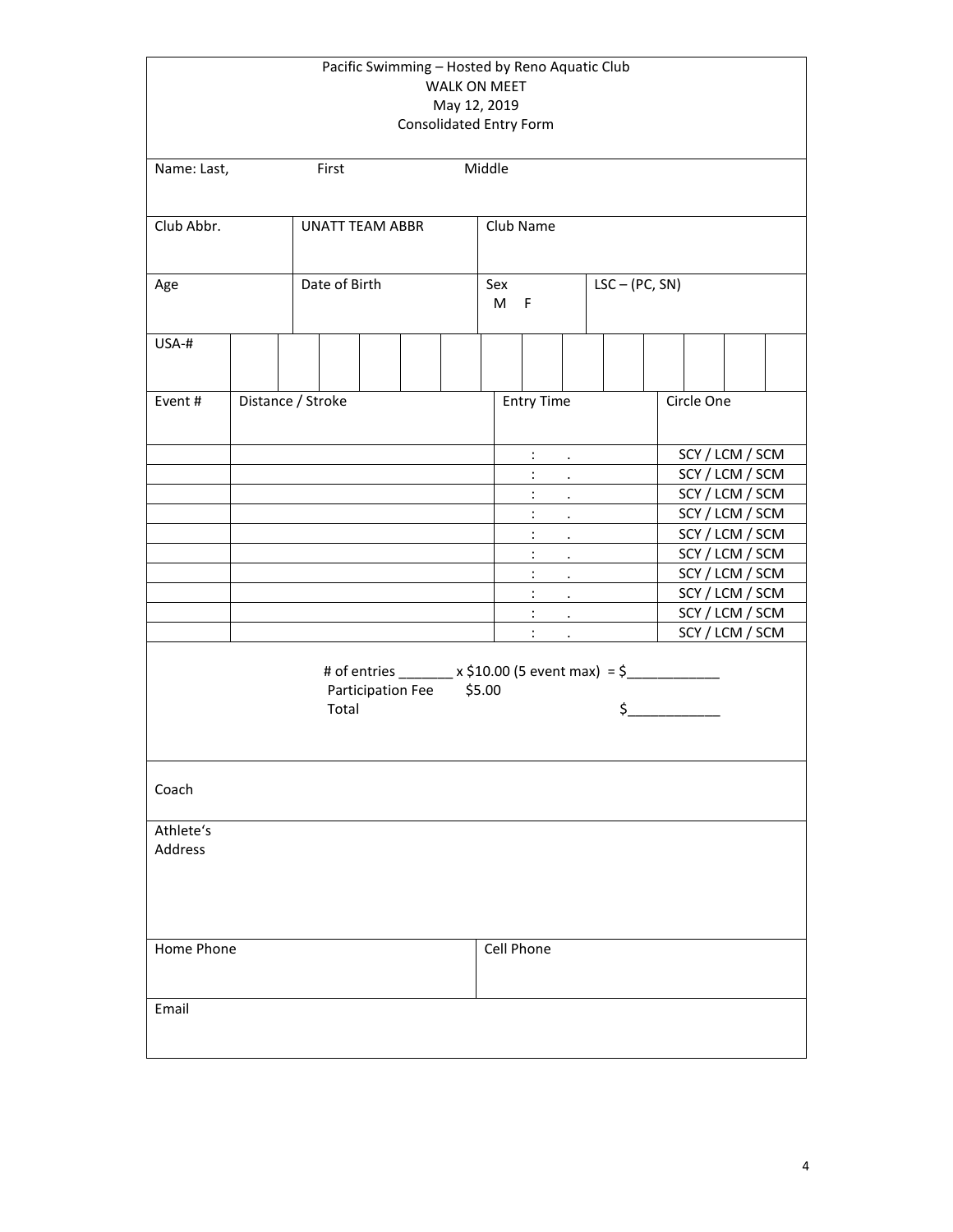Pacific Swimming – Hosted by Reno Aquatic Club
WALK ON MEET
May 12, 2019
Consolidated Entry Form

| | | | |
|---|---|---|---|
| Name: Last, | First | Middle | |
| Club Abbr. | UNATT TEAM ABBR | Club Name | |
| Age | Date of Birth | Sex<br>M F | LSC – (PC, SN) |
| USA-# | | | |

| Event # | Distance / Stroke | Entry Time | Circle One |
|---|---|---|---|
| | | : . | SCY / LCM / SCM |
| | | : . | SCY / LCM / SCM |
| | | : . | SCY / LCM / SCM |
| | | : . | SCY / LCM / SCM |
| | | : . | SCY / LCM / SCM |
| | | : . | SCY / LCM / SCM |
| | | : . | SCY / LCM / SCM |
| | | : . | SCY / LCM / SCM |
| | | : . | SCY / LCM / SCM |
| | | : . | SCY / LCM / SCM |

# of entries _______ x $10.00 (5 event max) = $____________
Participation Fee $5.00
Total $____________

| | |
|---|---|
| Coach | |
| Athlete's Address | |
| Home Phone | Cell Phone |
| Email | |